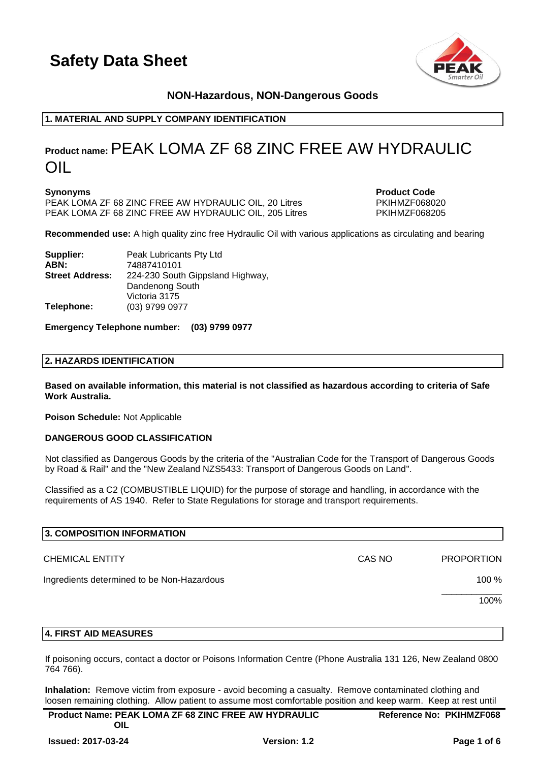# Safety Data Sheet

**NON-Hazardous, NON-Dangerous Goods**

## 1. MATERIAL AND SUPPLY COMPANY IDENTIFICATION

**Product name:** PEAK LOMA ZF 68 ZINC FREE AW HYDRAULIC OIL

| **Synonyms** | **Product Code** |
| --- | --- |
| PEAK LOMA ZF 68 ZINC FREE AW HYDRAULIC OIL, 20 Litres | PKIHMZF068020 |
| PEAK LOMA ZF 68 ZINC FREE AW HYDRAULIC OIL, 205 Litres | PKIHMZF068205 |

**Recommended use:** A high quality zinc free Hydraulic Oil with various applications as circulating and bearing

**Supplier:** Peak Lubricants Pty Ltd
**ABN:** 74887410101
**Street Address:** 224-230 South Gippsland Highway, Dandenong South Victoria 3175
**Telephone:** (03) 9799 0977

**Emergency Telephone number: (03) 9799 0977**

## 2. HAZARDS IDENTIFICATION

**Based on available information, this material is not classified as hazardous according to criteria of Safe Work Australia.**

**Poison Schedule:** Not Applicable

**DANGEROUS GOOD CLASSIFICATION**

Not classified as Dangerous Goods by the criteria of the "Australian Code for the Transport of Dangerous Goods by Road & Rail" and the "New Zealand NZS5433: Transport of Dangerous Goods on Land".

Classified as a C2 (COMBUSTIBLE LIQUID) for the purpose of storage and handling, in accordance with the requirements of AS 1940. Refer to State Regulations for storage and transport requirements.

## 3. COMPOSITION INFORMATION

| CHEMICAL ENTITY | CAS NO | PROPORTION |
| --- | --- | --- |
| Ingredients determined to be Non-Hazardous | | 100 % |
| | | 100% |

## 4. FIRST AID MEASURES

If poisoning occurs, contact a doctor or Poisons Information Centre (Phone Australia 131 126, New Zealand 0800 764 766).

**Inhalation:** Remove victim from exposure - avoid becoming a casualty. Remove contaminated clothing and loosen remaining clothing. Allow patient to assume most comfortable position and keep warm. Keep at rest until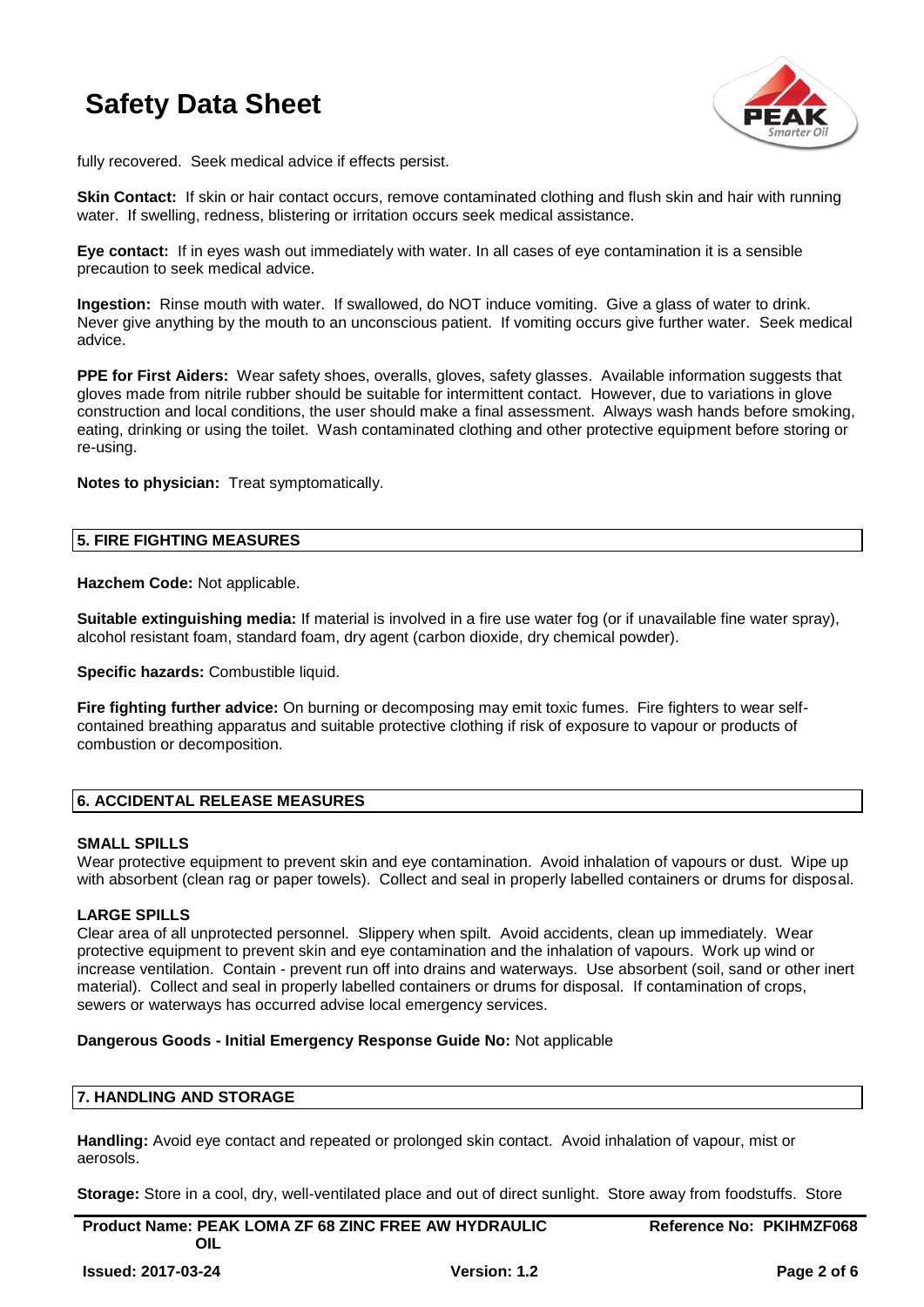fully recovered. Seek medical advice if effects persist.

**Skin Contact:** If skin or hair contact occurs, remove contaminated clothing and flush skin and hair with running water. If swelling, redness, blistering or irritation occurs seek medical assistance.

**Eye contact:** If in eyes wash out immediately with water. In all cases of eye contamination it is a sensible precaution to seek medical advice.

**Ingestion:** Rinse mouth with water. If swallowed, do NOT induce vomiting. Give a glass of water to drink. Never give anything by the mouth to an unconscious patient. If vomiting occurs give further water. Seek medical advice.

**PPE for First Aiders:** Wear safety shoes, overalls, gloves, safety glasses. Available information suggests that gloves made from nitrile rubber should be suitable for intermittent contact. However, due to variations in glove construction and local conditions, the user should make a final assessment. Always wash hands before smoking, eating, drinking or using the toilet. Wash contaminated clothing and other protective equipment before storing or re-using.

**Notes to physician:** Treat symptomatically.

## 5. FIRE FIGHTING MEASURES

**Hazchem Code:** Not applicable.

**Suitable extinguishing media:** If material is involved in a fire use water fog (or if unavailable fine water spray), alcohol resistant foam, standard foam, dry agent (carbon dioxide, dry chemical powder).

**Specific hazards:** Combustible liquid.

**Fire fighting further advice:** On burning or decomposing may emit toxic fumes. Fire fighters to wear self-contained breathing apparatus and suitable protective clothing if risk of exposure to vapour or products of combustion or decomposition.

## 6. ACCIDENTAL RELEASE MEASURES

### SMALL SPILLS

Wear protective equipment to prevent skin and eye contamination. Avoid inhalation of vapours or dust. Wipe up with absorbent (clean rag or paper towels). Collect and seal in properly labelled containers or drums for disposal.

### LARGE SPILLS

Clear area of all unprotected personnel. Slippery when spilt. Avoid accidents, clean up immediately. Wear protective equipment to prevent skin and eye contamination and the inhalation of vapours. Work up wind or increase ventilation. Contain - prevent run off into drains and waterways. Use absorbent (soil, sand or other inert material). Collect and seal in properly labelled containers or drums for disposal. If contamination of crops, sewers or waterways has occurred advise local emergency services.

**Dangerous Goods - Initial Emergency Response Guide No:** Not applicable

## 7. HANDLING AND STORAGE

**Handling:** Avoid eye contact and repeated or prolonged skin contact. Avoid inhalation of vapour, mist or aerosols.

**Storage:** Store in a cool, dry, well-ventilated place and out of direct sunlight. Store away from foodstuffs. Store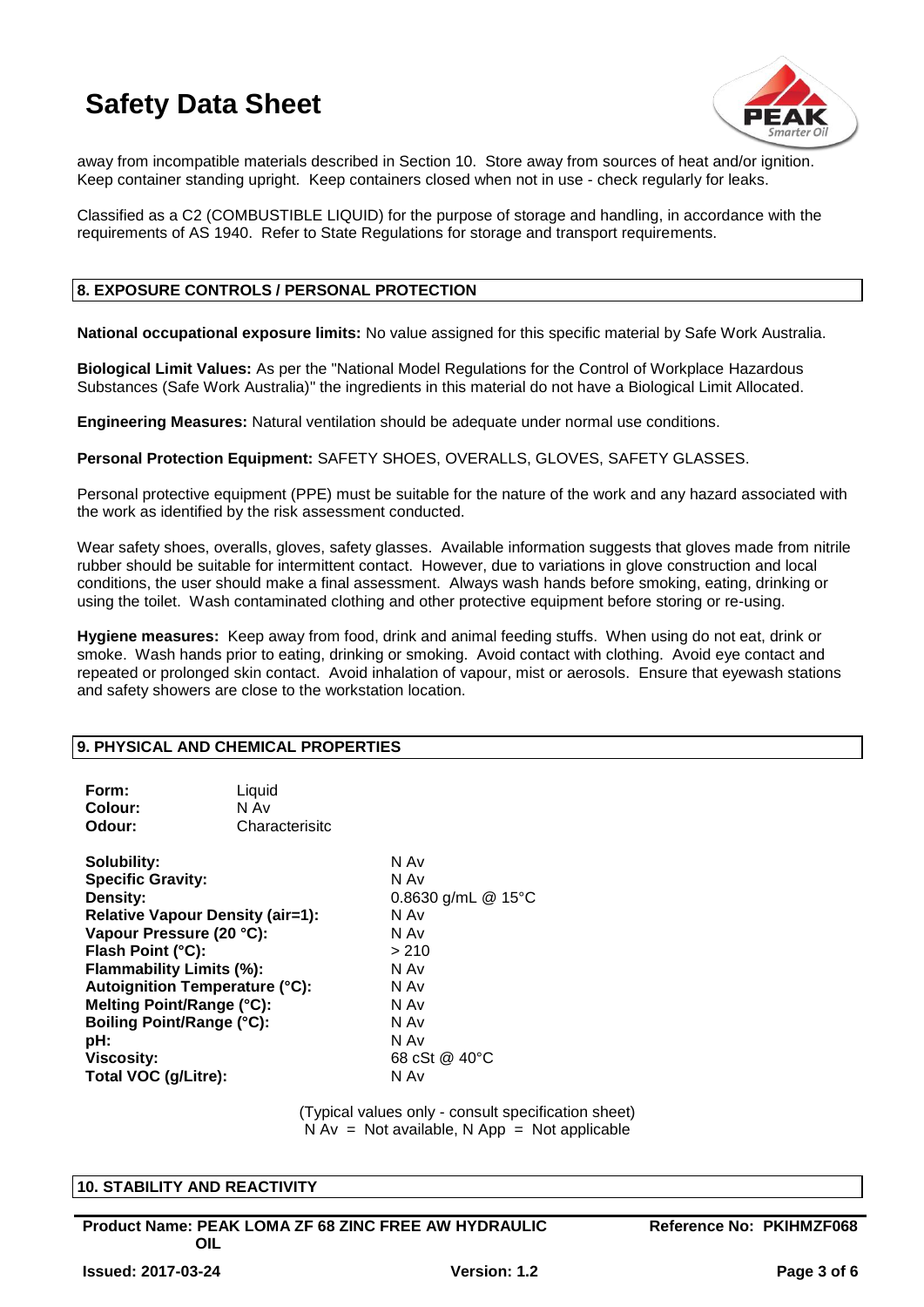away from incompatible materials described in Section 10. Store away from sources of heat and/or ignition. Keep container standing upright. Keep containers closed when not in use - check regularly for leaks.

Classified as a C2 (COMBUSTIBLE LIQUID) for the purpose of storage and handling, in accordance with the requirements of AS 1940. Refer to State Regulations for storage and transport requirements.

## 8. EXPOSURE CONTROLS / PERSONAL PROTECTION

**National occupational exposure limits:** No value assigned for this specific material by Safe Work Australia.

**Biological Limit Values:** As per the "National Model Regulations for the Control of Workplace Hazardous Substances (Safe Work Australia)" the ingredients in this material do not have a Biological Limit Allocated.

**Engineering Measures:** Natural ventilation should be adequate under normal use conditions.

**Personal Protection Equipment:** SAFETY SHOES, OVERALLS, GLOVES, SAFETY GLASSES.

Personal protective equipment (PPE) must be suitable for the nature of the work and any hazard associated with the work as identified by the risk assessment conducted.

Wear safety shoes, overalls, gloves, safety glasses. Available information suggests that gloves made from nitrile rubber should be suitable for intermittent contact. However, due to variations in glove construction and local conditions, the user should make a final assessment. Always wash hands before smoking, eating, drinking or using the toilet. Wash contaminated clothing and other protective equipment before storing or re-using.

**Hygiene measures:** Keep away from food, drink and animal feeding stuffs. When using do not eat, drink or smoke. Wash hands prior to eating, drinking or smoking. Avoid contact with clothing. Avoid eye contact and repeated or prolonged skin contact. Avoid inhalation of vapour, mist or aerosols. Ensure that eyewash stations and safety showers are close to the workstation location.

## 9. PHYSICAL AND CHEMICAL PROPERTIES

| | |
|---|---|
| **Form:** | Liquid |
| **Colour:** | N Av |
| **Odour:** | Characterisitc |

| | |
|---|---|
| **Solubility:** | N Av |
| **Specific Gravity:** | N Av |
| **Density:** | 0.8630 g/mL @ 15°C |
| **Relative Vapour Density (air=1):** | N Av |
| **Vapour Pressure (20 °C):** | N Av |
| **Flash Point (°C):** | > 210 |
| **Flammability Limits (%):** | N Av |
| **Autoignition Temperature (°C):** | N Av |
| **Melting Point/Range (°C):** | N Av |
| **Boiling Point/Range (°C):** | N Av |
| **pH:** | N Av |
| **Viscosity:** | 68 cSt @ 40°C |
| **Total VOC (g/Litre):** | N Av |

(Typical values only - consult specification sheet)
N Av = Not available, N App = Not applicable

## 10. STABILITY AND REACTIVITY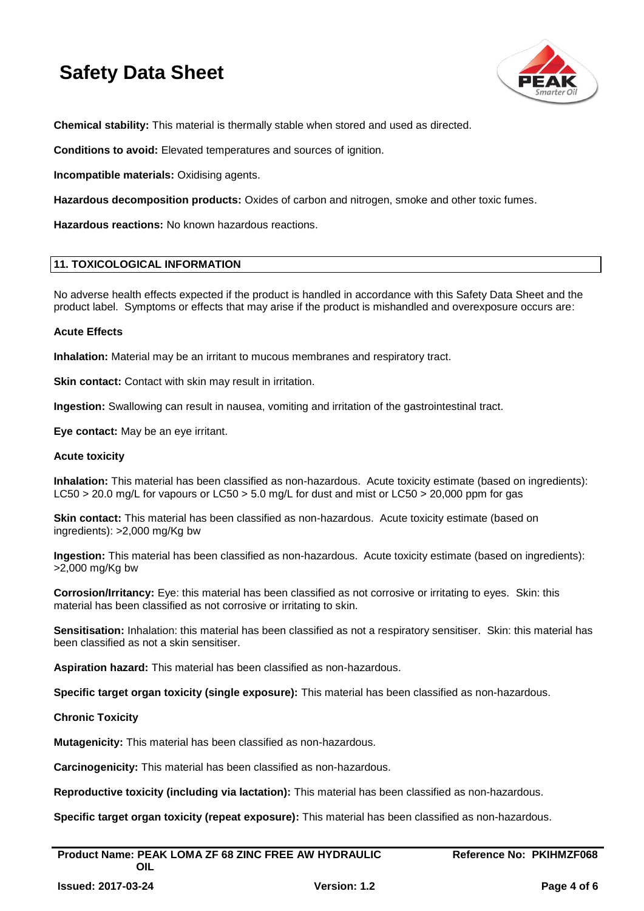**Chemical stability:** This material is thermally stable when stored and used as directed.

**Conditions to avoid:** Elevated temperatures and sources of ignition.

**Incompatible materials:** Oxidising agents.

**Hazardous decomposition products:** Oxides of carbon and nitrogen, smoke and other toxic fumes.

**Hazardous reactions:** No known hazardous reactions.

## 11. TOXICOLOGICAL INFORMATION

No adverse health effects expected if the product is handled in accordance with this Safety Data Sheet and the product label. Symptoms or effects that may arise if the product is mishandled and overexposure occurs are:

**Acute Effects**

**Inhalation:** Material may be an irritant to mucous membranes and respiratory tract.

**Skin contact:** Contact with skin may result in irritation.

**Ingestion:** Swallowing can result in nausea, vomiting and irritation of the gastrointestinal tract.

**Eye contact:** May be an eye irritant.

**Acute toxicity**

**Inhalation:** This material has been classified as non-hazardous. Acute toxicity estimate (based on ingredients): LC50 > 20.0 mg/L for vapours or LC50 > 5.0 mg/L for dust and mist or LC50 > 20,000 ppm for gas

**Skin contact:** This material has been classified as non-hazardous. Acute toxicity estimate (based on ingredients): >2,000 mg/Kg bw

**Ingestion:** This material has been classified as non-hazardous. Acute toxicity estimate (based on ingredients): >2,000 mg/Kg bw

**Corrosion/Irritancy:** Eye: this material has been classified as not corrosive or irritating to eyes. Skin: this material has been classified as not corrosive or irritating to skin.

**Sensitisation:** Inhalation: this material has been classified as not a respiratory sensitiser. Skin: this material has been classified as not a skin sensitiser.

**Aspiration hazard:** This material has been classified as non-hazardous.

**Specific target organ toxicity (single exposure):** This material has been classified as non-hazardous.

**Chronic Toxicity**

**Mutagenicity:** This material has been classified as non-hazardous.

**Carcinogenicity:** This material has been classified as non-hazardous.

**Reproductive toxicity (including via lactation):** This material has been classified as non-hazardous.

**Specific target organ toxicity (repeat exposure):** This material has been classified as non-hazardous.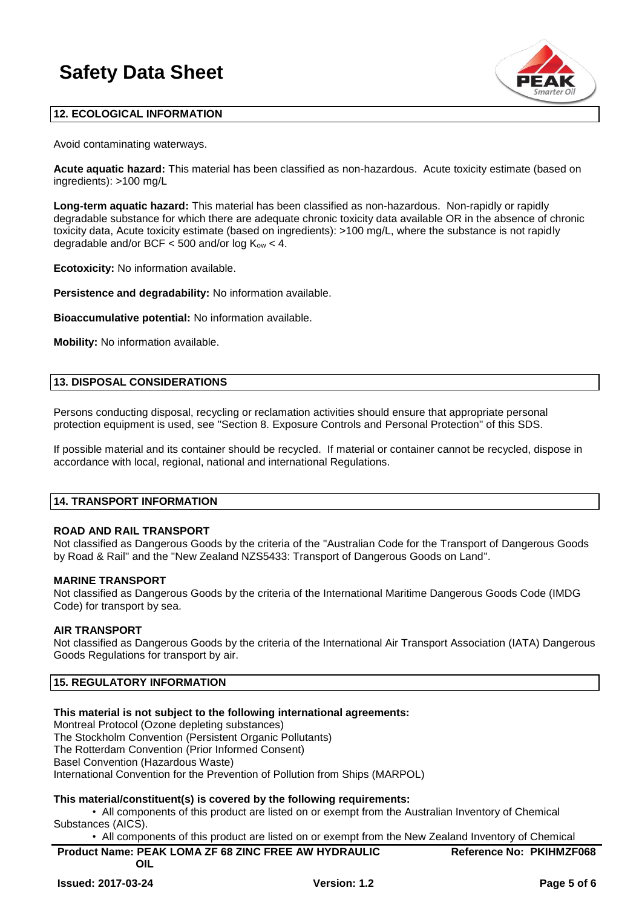## 12. ECOLOGICAL INFORMATION

Avoid contaminating waterways.

**Acute aquatic hazard:** This material has been classified as non-hazardous. Acute toxicity estimate (based on ingredients): >100 mg/L

**Long-term aquatic hazard:** This material has been classified as non-hazardous. Non-rapidly or rapidly degradable substance for which there are adequate chronic toxicity data available OR in the absence of chronic toxicity data, Acute toxicity estimate (based on ingredients): >100 mg/L, where the substance is not rapidly degradable and/or BCF < 500 and/or log $K_{ow}$ < 4.

**Ecotoxicity:** No information available.

**Persistence and degradability:** No information available.

**Bioaccumulative potential:** No information available.

**Mobility:** No information available.

## 13. DISPOSAL CONSIDERATIONS

Persons conducting disposal, recycling or reclamation activities should ensure that appropriate personal protection equipment is used, see "Section 8. Exposure Controls and Personal Protection" of this SDS.

If possible material and its container should be recycled. If material or container cannot be recycled, dispose in accordance with local, regional, national and international Regulations.

## 14. TRANSPORT INFORMATION

**ROAD AND RAIL TRANSPORT**
Not classified as Dangerous Goods by the criteria of the "Australian Code for the Transport of Dangerous Goods by Road & Rail" and the "New Zealand NZS5433: Transport of Dangerous Goods on Land".

**MARINE TRANSPORT**
Not classified as Dangerous Goods by the criteria of the International Maritime Dangerous Goods Code (IMDG Code) for transport by sea.

**AIR TRANSPORT**
Not classified as Dangerous Goods by the criteria of the International Air Transport Association (IATA) Dangerous Goods Regulations for transport by air.

## 15. REGULATORY INFORMATION

**This material is not subject to the following international agreements:**
Montreal Protocol (Ozone depleting substances)
The Stockholm Convention (Persistent Organic Pollutants)
The Rotterdam Convention (Prior Informed Consent)
Basel Convention (Hazardous Waste)
International Convention for the Prevention of Pollution from Ships (MARPOL)

**This material/constituent(s) is covered by the following requirements:**

- All components of this product are listed on or exempt from the Australian Inventory of Chemical Substances (AICS).
- All components of this product are listed on or exempt from the New Zealand Inventory of Chemical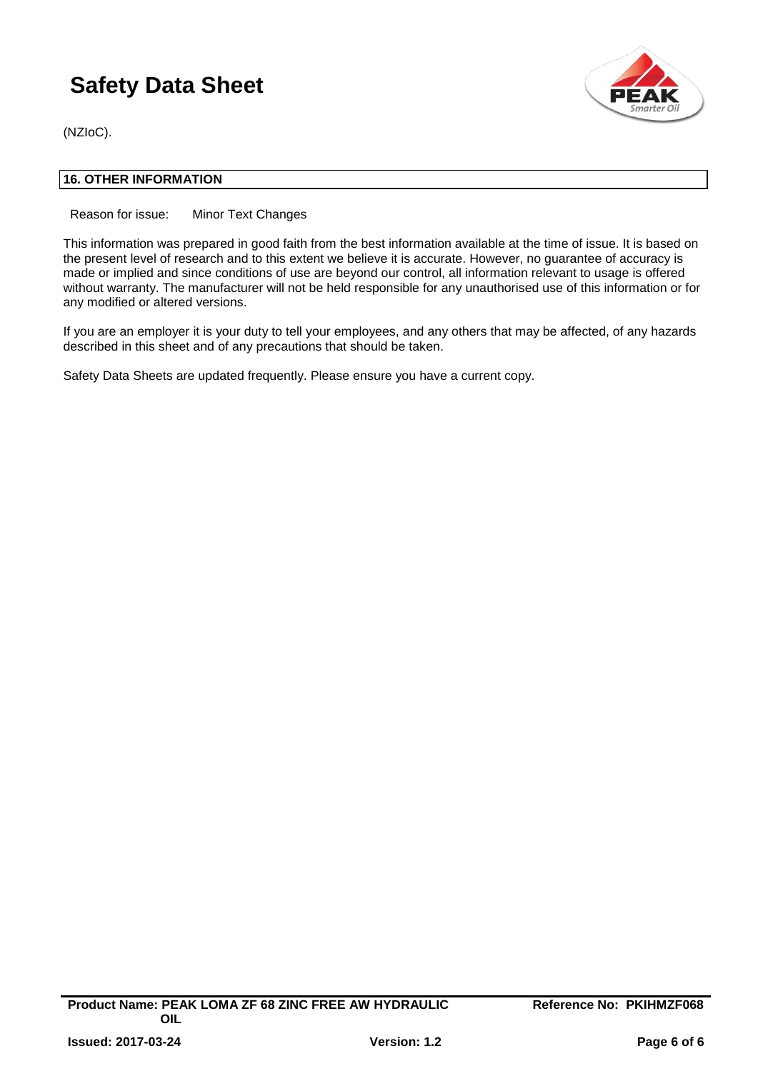(NZIoC).

## 16. OTHER INFORMATION

Reason for issue: Minor Text Changes

This information was prepared in good faith from the best information available at the time of issue. It is based on the present level of research and to this extent we believe it is accurate. However, no guarantee of accuracy is made or implied and since conditions of use are beyond our control, all information relevant to usage is offered without warranty. The manufacturer will not be held responsible for any unauthorised use of this information or for any modified or altered versions.

If you are an employer it is your duty to tell your employees, and any others that may be affected, of any hazards described in this sheet and of any precautions that should be taken.

Safety Data Sheets are updated frequently. Please ensure you have a current copy.